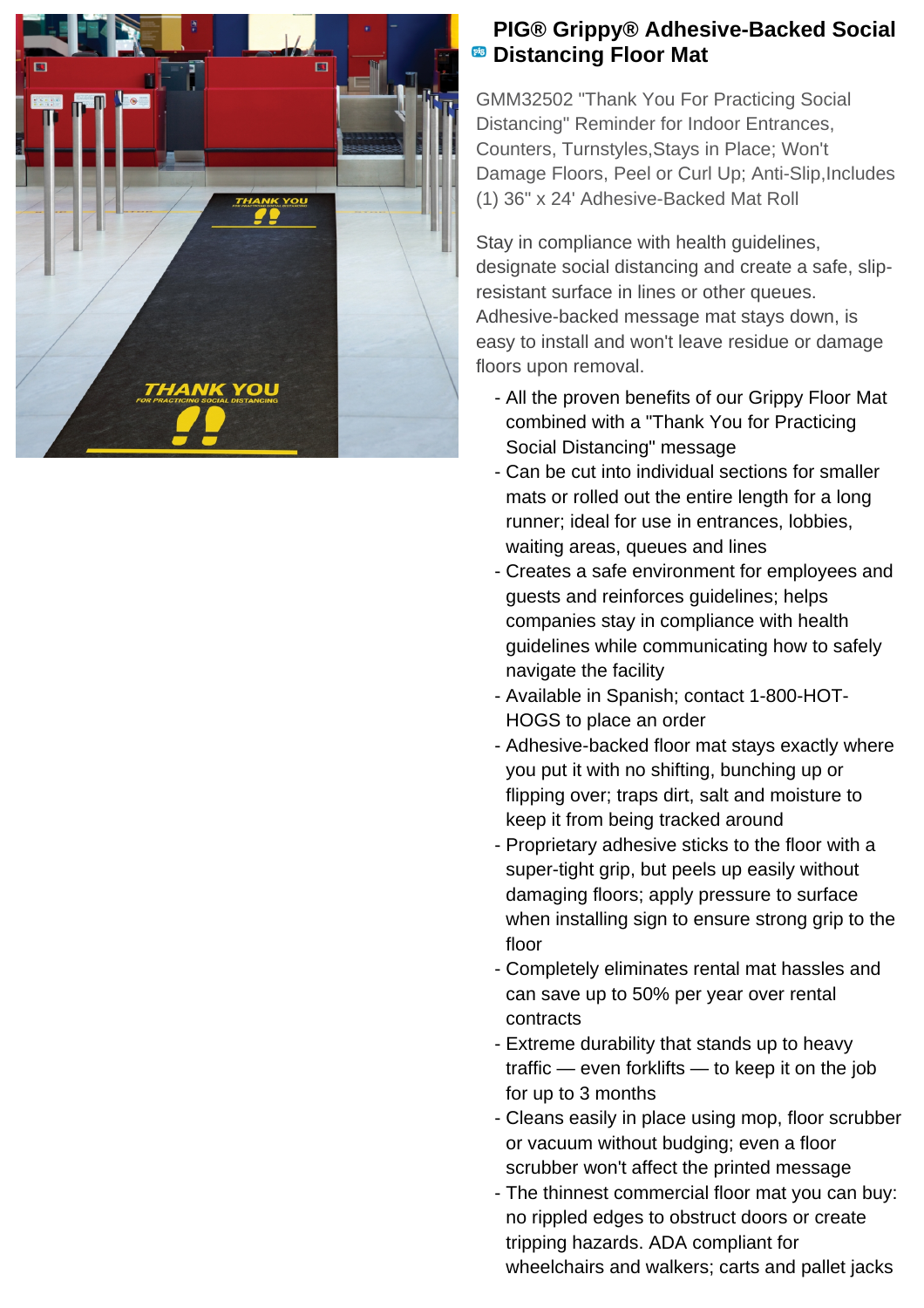# PIG® Grippy® Adhesive-Backed Social Distancing Floor Mat

GMM32502 "Thank You For Practicing Social Distancing" Reminder for Indoor Entrances, Counters, Turnstyles,Stays in Place; Won't Damage Floors, Peel or Curl Up; Anti-Slip,Includes (1) 36" x 24' Adhesive-Backed Mat Roll

Stay in compliance with health guidelines, designate social distancing and create a safe, slip-resistant surface in lines or other queues. Adhesive-backed message mat stays down, is easy to install and won't leave residue or damage floors upon removal.

- All the proven benefits of our Grippy Floor Mat combined with a "Thank You for Practicing Social Distancing" message
- Can be cut into individual sections for smaller mats or rolled out the entire length for a long runner; ideal for use in entrances, lobbies, waiting areas, queues and lines
- Creates a safe environment for employees and guests and reinforces guidelines; helps companies stay in compliance with health guidelines while communicating how to safely navigate the facility
- Available in Spanish; contact 1-800-HOT-HOGS to place an order
- Adhesive-backed floor mat stays exactly where you put it with no shifting, bunching up or flipping over; traps dirt, salt and moisture to keep it from being tracked around
- Proprietary adhesive sticks to the floor with a super-tight grip, but peels up easily without damaging floors; apply pressure to surface when installing sign to ensure strong grip to the floor
- Completely eliminates rental mat hassles and can save up to 50% per year over rental contracts
- Extreme durability that stands up to heavy traffic — even forklifts — to keep it on the job for up to 3 months
- Cleans easily in place using mop, floor scrubber or vacuum without budging; even a floor scrubber won't affect the printed message
- The thinnest commercial floor mat you can buy: no rippled edges to obstruct doors or create tripping hazards. ADA compliant for wheelchairs and walkers; carts and pallet jacks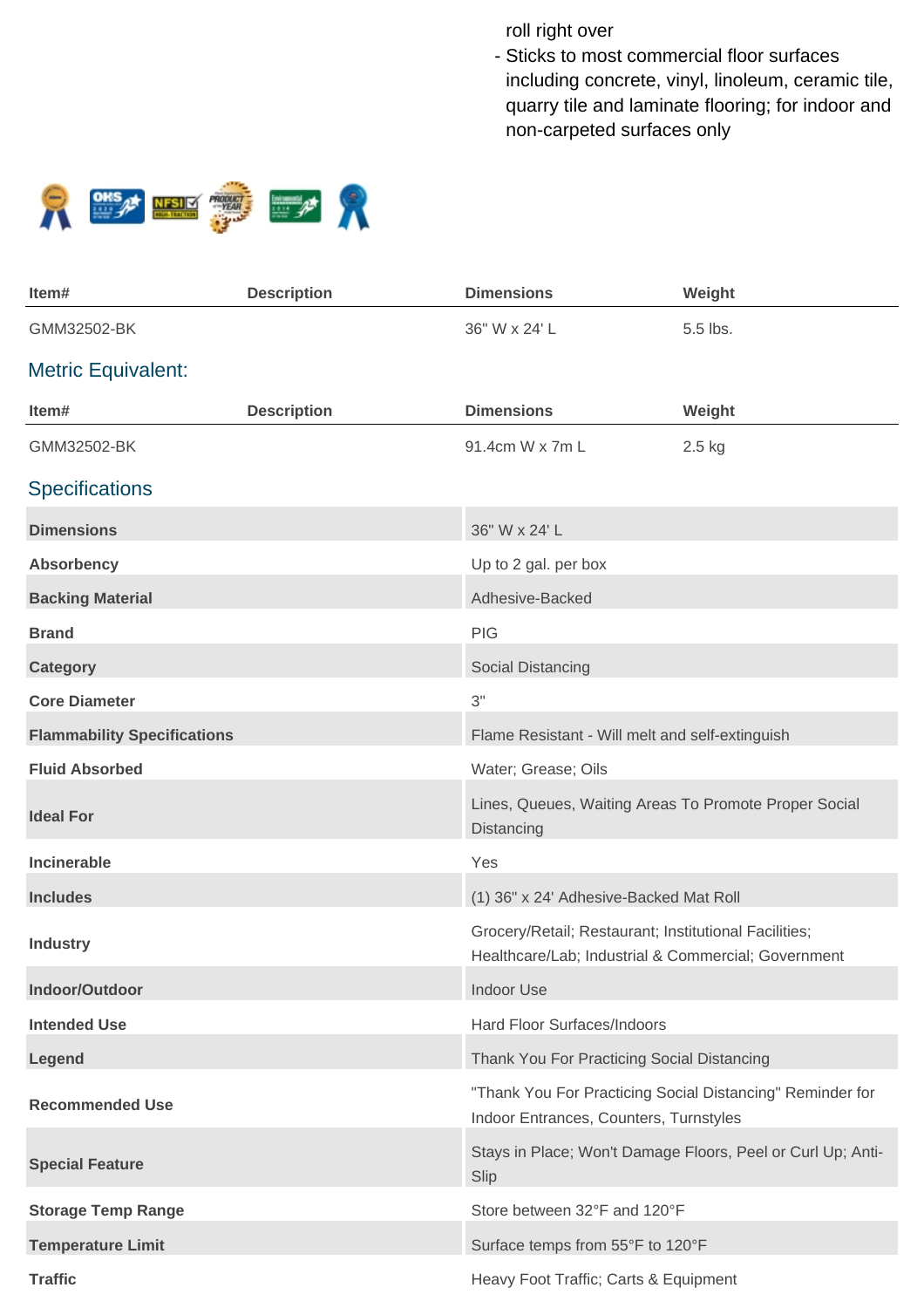roll right over
- Sticks to most commercial floor surfaces including concrete, vinyl, linoleum, ceramic tile, quarry tile and laminate flooring; for indoor and non-carpeted surfaces only

| Item# | Description | Dimensions | Weight |
|---|---|---|---|
| GMM32502-BK | | 36" W x 24' L | 5.5 lbs. |

## Metric Equivalent:

| Item# | Description | Dimensions | Weight |
|---|---|---|---|
| GMM32502-BK | | 91.4cm W x 7m L | 2.5 kg |

## Specifications

| | |
|---|---|
| **Dimensions** | 36" W x 24' L |
| **Absorbency** | Up to 2 gal. per box |
| **Backing Material** | Adhesive-Backed |
| **Brand** | PIG |
| **Category** | Social Distancing |
| **Core Diameter** | 3" |
| **Flammability Specifications** | Flame Resistant - Will melt and self-extinguish |
| **Fluid Absorbed** | Water; Grease; Oils |
| **Ideal For** | Lines, Queues, Waiting Areas To Promote Proper Social Distancing |
| **Incinerable** | Yes |
| **Includes** | (1) 36" x 24' Adhesive-Backed Mat Roll |
| **Industry** | Grocery/Retail; Restaurant; Institutional Facilities; Healthcare/Lab; Industrial & Commercial; Government |
| **Indoor/Outdoor** | Indoor Use |
| **Intended Use** | Hard Floor Surfaces/Indoors |
| **Legend** | Thank You For Practicing Social Distancing |
| **Recommended Use** | "Thank You For Practicing Social Distancing" Reminder for Indoor Entrances, Counters, Turnstyles |
| **Special Feature** | Stays in Place; Won't Damage Floors, Peel or Curl Up; Anti-Slip |
| **Storage Temp Range** | Store between 32°F and 120°F |
| **Temperature Limit** | Surface temps from 55°F to 120°F |
| **Traffic** | Heavy Foot Traffic; Carts & Equipment |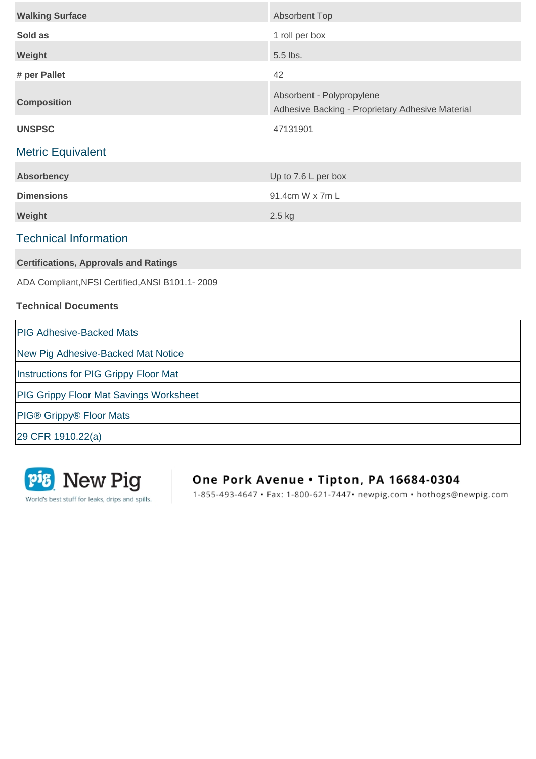| | |
|---|---|
| **Walking Surface** | Absorbent Top |
| **Sold as** | 1 roll per box |
| **Weight** | 5.5 lbs. |
| **# per Pallet** | 42 |
| **Composition** | Absorbent - Polypropylene<br>Adhesive Backing - Proprietary Adhesive Material |
| **UNSPSC** | 47131901 |

## Metric Equivalent

| | |
|---|---|
| **Absorbency** | Up to 7.6 L per box |
| **Dimensions** | 91.4cm W x 7m L |
| **Weight** | 2.5 kg |

## Technical Information

**Certifications, Approvals and Ratings**

ADA Compliant,NFSI Certified,ANSI B101.1- 2009

**Technical Documents**

- PIG Adhesive-Backed Mats
- New Pig Adhesive-Backed Mat Notice
- Instructions for PIG Grippy Floor Mat
- PIG Grippy Floor Mat Savings Worksheet
- PIG® Grippy® Floor Mats
- 29 CFR 1910.22(a)

New Pig
World's best stuff for leaks, drips and spills.

One Pork Avenue • Tipton, PA 16684-0304
1-855-493-4647 • Fax: 1-800-621-7447• newpig.com • hothogs@newpig.com